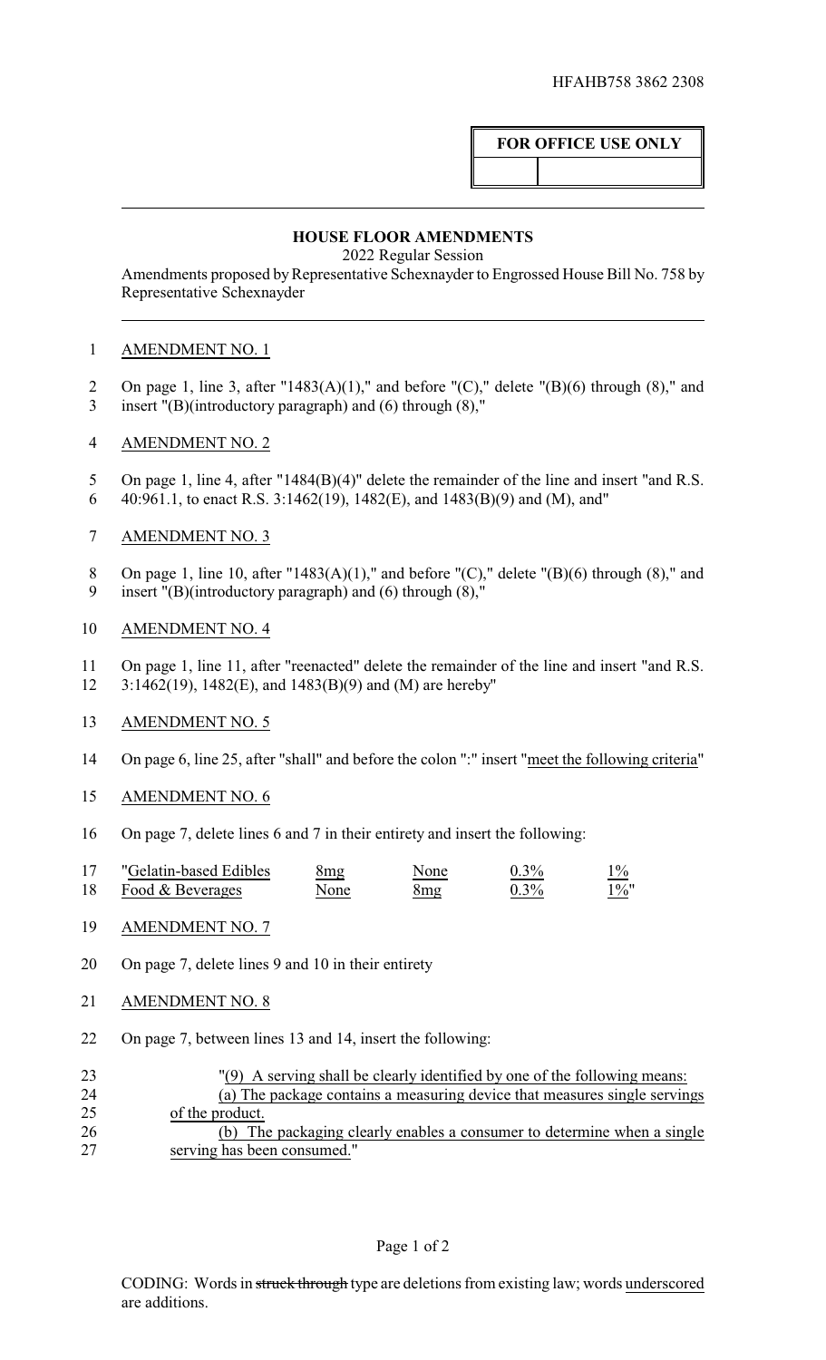HFAHB758 3862 2308

| FOR OFFICE USE ONLY | |
|---|---|
| | |

## HOUSE FLOOR AMENDMENTS

2022 Regular Session

Amendments proposed by Representative Schexnayder to Engrossed House Bill No. 758 by Representative Schexnayder

AMENDMENT NO. 1

On page 1, line 3, after "1483(A)(1)," and before "(C)," delete "(B)(6) through (8)," and insert "(B)(introductory paragraph) and (6) through (8),"

AMENDMENT NO. 2

On page 1, line 4, after "1484(B)(4)" delete the remainder of the line and insert "and R.S. 40:961.1, to enact R.S. 3:1462(19), 1482(E), and 1483(B)(9) and (M), and"

AMENDMENT NO. 3

On page 1, line 10, after "1483(A)(1)," and before "(C)," delete "(B)(6) through (8)," and insert "(B)(introductory paragraph) and (6) through (8),"

AMENDMENT NO. 4

On page 1, line 11, after "reenacted" delete the remainder of the line and insert "and R.S. 3:1462(19), 1482(E), and 1483(B)(9) and (M) are hereby"

AMENDMENT NO. 5

On page 6, line 25, after "shall" and before the colon ":" insert "meet the following criteria"

AMENDMENT NO. 6

On page 7, delete lines 6 and 7 in their entirety and insert the following:

| "Gelatin-based Edibles | 8mg | None | 0.3% | 1% |
|---|---|---|---|---|
| Food & Beverages | None | 8mg | 0.3% | 1%" |

AMENDMENT NO. 7

On page 7, delete lines 9 and 10 in their entirety

AMENDMENT NO. 8

On page 7, between lines 13 and 14, insert the following:

"(9) A serving shall be clearly identified by one of the following means:

(a) The package contains a measuring device that measures single servings of the product.

(b) The packaging clearly enables a consumer to determine when a single serving has been consumed."

CODING: Words in struck through type are deletions from existing law; words underscored are additions.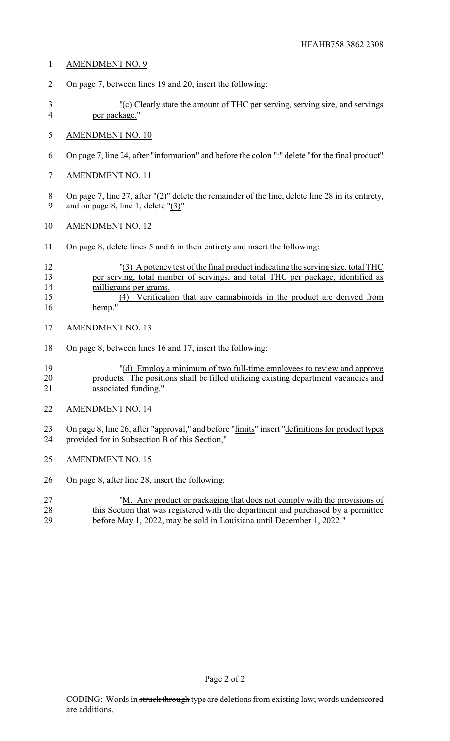AMENDMENT NO. 9

On page 7, between lines 19 and 20, insert the following:

"(c) Clearly state the amount of THC per serving, serving size, and servings per package."

AMENDMENT NO. 10

On page 7, line 24, after "information" and before the colon ":" delete "for the final product"

AMENDMENT NO. 11

On page 7, line 27, after "(2)" delete the remainder of the line, delete line 28 in its entirety, and on page 8, line 1, delete "(3)"

AMENDMENT NO. 12

On page 8, delete lines 5 and 6 in their entirety and insert the following:

"(3) A potency test of the final product indicating the serving size, total THC per serving, total number of servings, and total THC per package, identified as milligrams per grams.

(4) Verification that any cannabinoids in the product are derived from hemp."

AMENDMENT NO. 13

On page 8, between lines 16 and 17, insert the following:

"(d) Employ a minimum of two full-time employees to review and approve products. The positions shall be filled utilizing existing department vacancies and associated funding."

AMENDMENT NO. 14

On page 8, line 26, after "approval," and before "limits" insert "definitions for product types provided for in Subsection B of this Section,"

AMENDMENT NO. 15

On page 8, after line 28, insert the following:

"M. Any product or packaging that does not comply with the provisions of this Section that was registered with the department and purchased by a permittee before May 1, 2022, may be sold in Louisiana until December 1, 2022."

CODING: Words in struck through type are deletions from existing law; words underscored are additions.